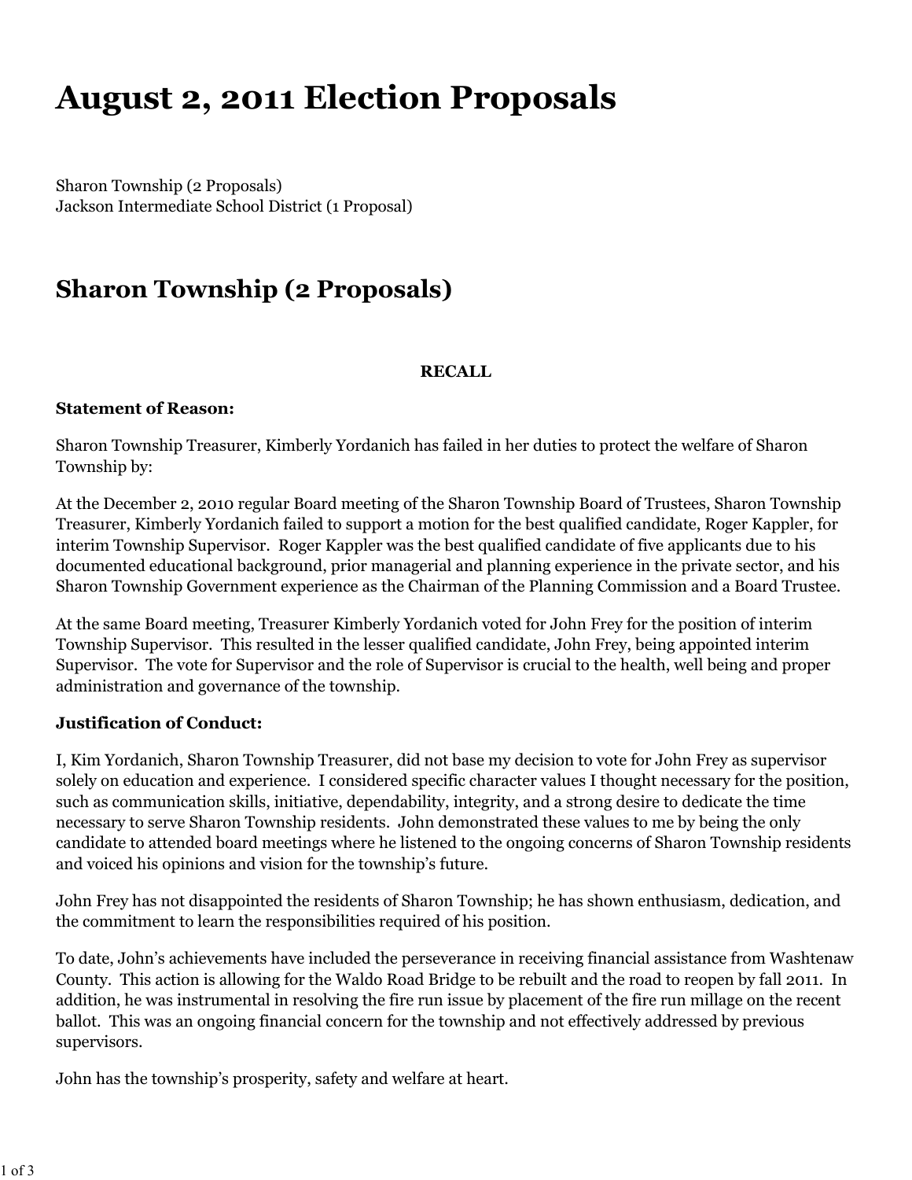# August 2, 2011 Election Proposals

Sharon Township (2 Proposals)
Jackson Intermediate School District (1 Proposal)

## Sharon Township (2 Proposals)

**RECALL**

**Statement of Reason:**

Sharon Township Treasurer, Kimberly Yordanich has failed in her duties to protect the welfare of Sharon Township by:

At the December 2, 2010 regular Board meeting of the Sharon Township Board of Trustees, Sharon Township Treasurer, Kimberly Yordanich failed to support a motion for the best qualified candidate, Roger Kappler, for interim Township Supervisor. Roger Kappler was the best qualified candidate of five applicants due to his documented educational background, prior managerial and planning experience in the private sector, and his Sharon Township Government experience as the Chairman of the Planning Commission and a Board Trustee.

At the same Board meeting, Treasurer Kimberly Yordanich voted for John Frey for the position of interim Township Supervisor. This resulted in the lesser qualified candidate, John Frey, being appointed interim Supervisor. The vote for Supervisor and the role of Supervisor is crucial to the health, well being and proper administration and governance of the township.

**Justification of Conduct:**

I, Kim Yordanich, Sharon Township Treasurer, did not base my decision to vote for John Frey as supervisor solely on education and experience. I considered specific character values I thought necessary for the position, such as communication skills, initiative, dependability, integrity, and a strong desire to dedicate the time necessary to serve Sharon Township residents. John demonstrated these values to me by being the only candidate to attended board meetings where he listened to the ongoing concerns of Sharon Township residents and voiced his opinions and vision for the township's future.

John Frey has not disappointed the residents of Sharon Township; he has shown enthusiasm, dedication, and the commitment to learn the responsibilities required of his position.

To date, John's achievements have included the perseverance in receiving financial assistance from Washtenaw County. This action is allowing for the Waldo Road Bridge to be rebuilt and the road to reopen by fall 2011. In addition, he was instrumental in resolving the fire run issue by placement of the fire run millage on the recent ballot. This was an ongoing financial concern for the township and not effectively addressed by previous supervisors.

John has the township's prosperity, safety and welfare at heart.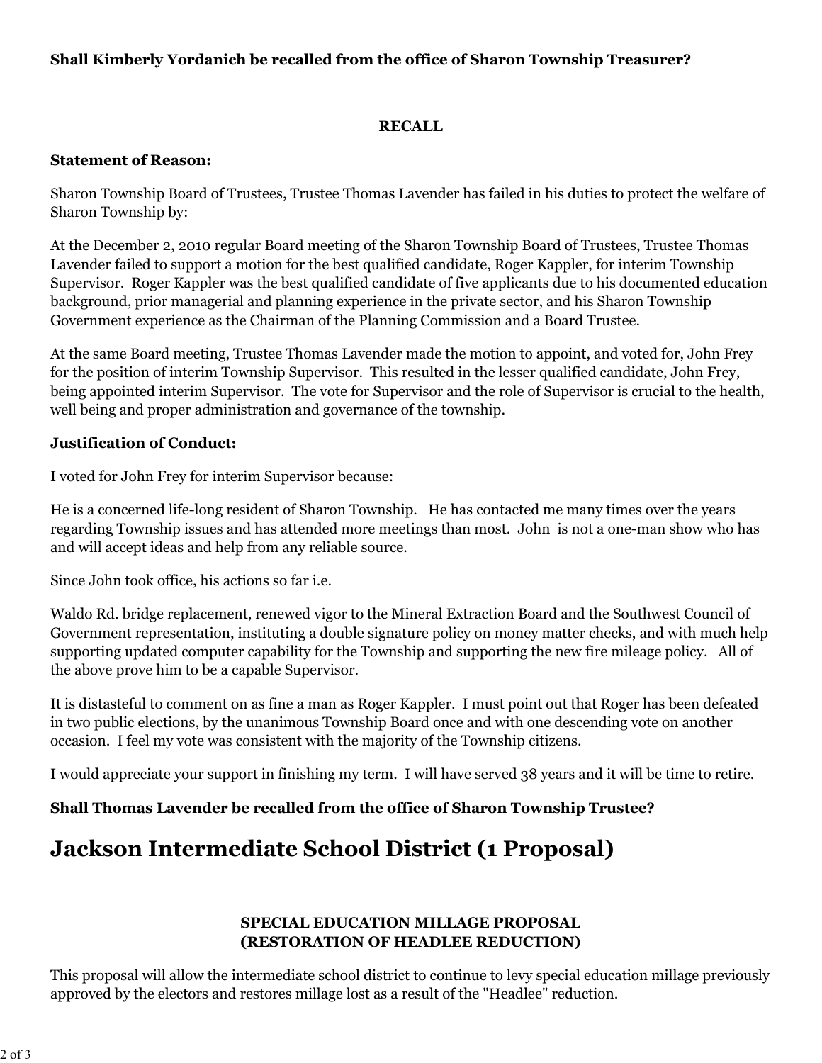**Shall Kimberly Yordanich be recalled from the office of Sharon Township Treasurer?**

**RECALL**

**Statement of Reason:**

Sharon Township Board of Trustees, Trustee Thomas Lavender has failed in his duties to protect the welfare of Sharon Township by:

At the December 2, 2010 regular Board meeting of the Sharon Township Board of Trustees, Trustee Thomas Lavender failed to support a motion for the best qualified candidate, Roger Kappler, for interim Township Supervisor. Roger Kappler was the best qualified candidate of five applicants due to his documented education background, prior managerial and planning experience in the private sector, and his Sharon Township Government experience as the Chairman of the Planning Commission and a Board Trustee.

At the same Board meeting, Trustee Thomas Lavender made the motion to appoint, and voted for, John Frey for the position of interim Township Supervisor. This resulted in the lesser qualified candidate, John Frey, being appointed interim Supervisor. The vote for Supervisor and the role of Supervisor is crucial to the health, well being and proper administration and governance of the township.

**Justification of Conduct:**

I voted for John Frey for interim Supervisor because:

He is a concerned life-long resident of Sharon Township. He has contacted me many times over the years regarding Township issues and has attended more meetings than most. John is not a one-man show who has and will accept ideas and help from any reliable source.

Since John took office, his actions so far i.e.

Waldo Rd. bridge replacement, renewed vigor to the Mineral Extraction Board and the Southwest Council of Government representation, instituting a double signature policy on money matter checks, and with much help supporting updated computer capability for the Township and supporting the new fire mileage policy. All of the above prove him to be a capable Supervisor.

It is distasteful to comment on as fine a man as Roger Kappler. I must point out that Roger has been defeated in two public elections, by the unanimous Township Board once and with one descending vote on another occasion. I feel my vote was consistent with the majority of the Township citizens.

I would appreciate your support in finishing my term. I will have served 38 years and it will be time to retire.

**Shall Thomas Lavender be recalled from the office of Sharon Township Trustee?**

# Jackson Intermediate School District (1 Proposal)

**SPECIAL EDUCATION MILLAGE PROPOSAL**
**(RESTORATION OF HEADLEE REDUCTION)**

This proposal will allow the intermediate school district to continue to levy special education millage previously approved by the electors and restores millage lost as a result of the "Headlee" reduction.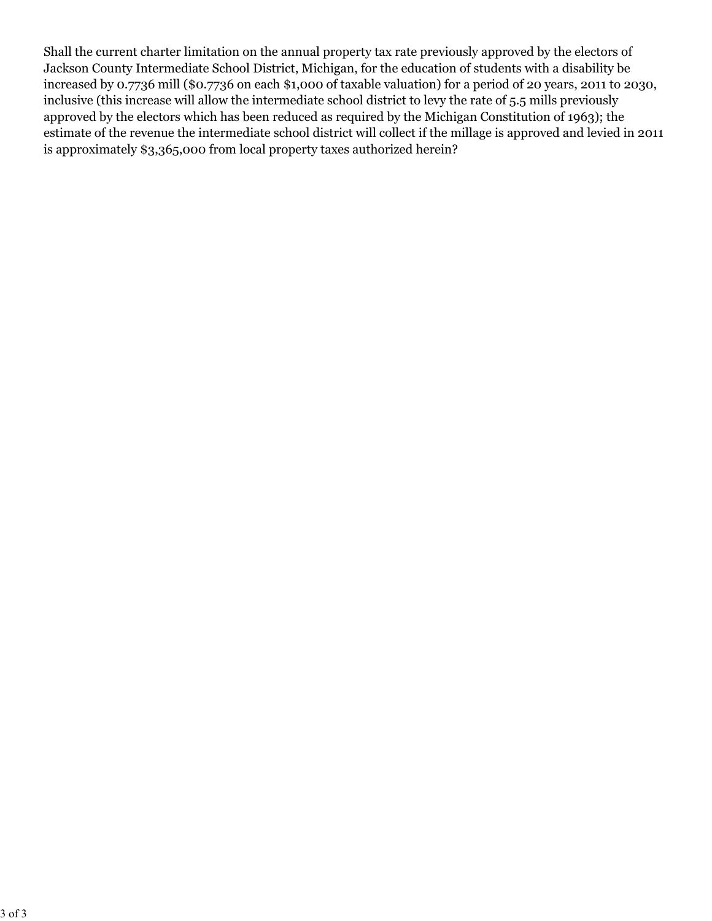Shall the current charter limitation on the annual property tax rate previously approved by the electors of Jackson County Intermediate School District, Michigan, for the education of students with a disability be increased by 0.7736 mill ($0.7736 on each $1,000 of taxable valuation) for a period of 20 years, 2011 to 2030, inclusive (this increase will allow the intermediate school district to levy the rate of 5.5 mills previously approved by the electors which has been reduced as required by the Michigan Constitution of 1963); the estimate of the revenue the intermediate school district will collect if the millage is approved and levied in 2011 is approximately $3,365,000 from local property taxes authorized herein?